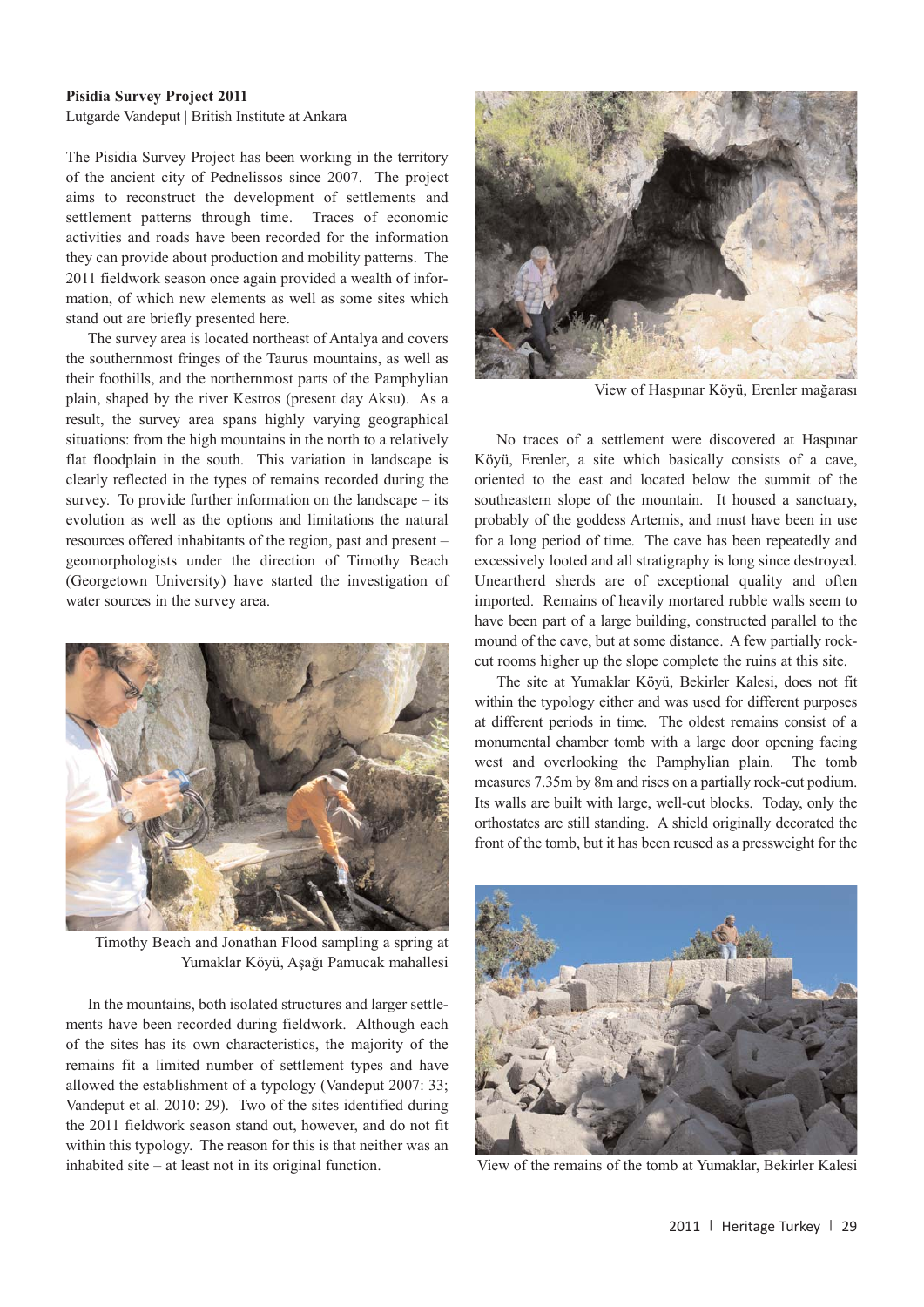**Pisidia Survey Project 2011**

Lutgarde Vandeput | British Institute at Ankara

The Pisidia Survey Project has been working in the territory of the ancient city of Pednelissos since 2007. The project aims to reconstruct the development of settlements and settlement patterns through time. Traces of economic activities and roads have been recorded for the information they can provide about production and mobility patterns. The 2011 fieldwork season once again provided a wealth of information, of which new elements as well as some sites which stand out are briefly presented here.

The survey area is located northeast of Antalya and covers the southernmost fringes of the Taurus mountains, as well as their foothills, and the northernmost parts of the Pamphylian plain, shaped by the river Kestros (present day Aksu). As a result, the survey area spans highly varying geographical situations: from the high mountains in the north to a relatively flat floodplain in the south. This variation in landscape is clearly reflected in the types of remains recorded during the survey. To provide further information on the landscape – its evolution as well as the options and limitations the natural resources offered inhabitants of the region, past and present – geomorphologists under the direction of Timothy Beach (Georgetown University) have started the investigation of water sources in the survey area.

Timothy Beach and Jonathan Flood sampling a spring at Yumaklar Köyü, Aşağı Pamucak mahallesi

In the mountains, both isolated structures and larger settlements have been recorded during fieldwork. Although each of the sites has its own characteristics, the majority of the remains fit a limited number of settlement types and have allowed the establishment of a typology (Vandeput 2007: 33; Vandeput et al. 2010: 29). Two of the sites identified during the 2011 fieldwork season stand out, however, and do not fit within this typology. The reason for this is that neither was an inhabited site – at least not in its original function.

View of Haspınar Köyü, Erenler mağarası

No traces of a settlement were discovered at Haspınar Köyü, Erenler, a site which basically consists of a cave, oriented to the east and located below the summit of the southeastern slope of the mountain. It housed a sanctuary, probably of the goddess Artemis, and must have been in use for a long period of time. The cave has been repeatedly and excessively looted and all stratigraphy is long since destroyed. Unearthered sherds are of exceptional quality and often imported. Remains of heavily mortared rubble walls seem to have been part of a large building, constructed parallel to the mound of the cave, but at some distance. A few partially rock-cut rooms higher up the slope complete the ruins at this site.

The site at Yumaklar Köyü, Bekirler Kalesi, does not fit within the typology either and was used for different purposes at different periods in time. The oldest remains consist of a monumental chamber tomb with a large door opening facing west and overlooking the Pamphylian plain. The tomb measures 7.35m by 8m and rises on a partially rock-cut podium. Its walls are built with large, well-cut blocks. Today, only the orthostates are still standing. A shield originally decorated the front of the tomb, but it has been reused as a pressweight for the

View of the remains of the tomb at Yumaklar, Bekirler Kalesi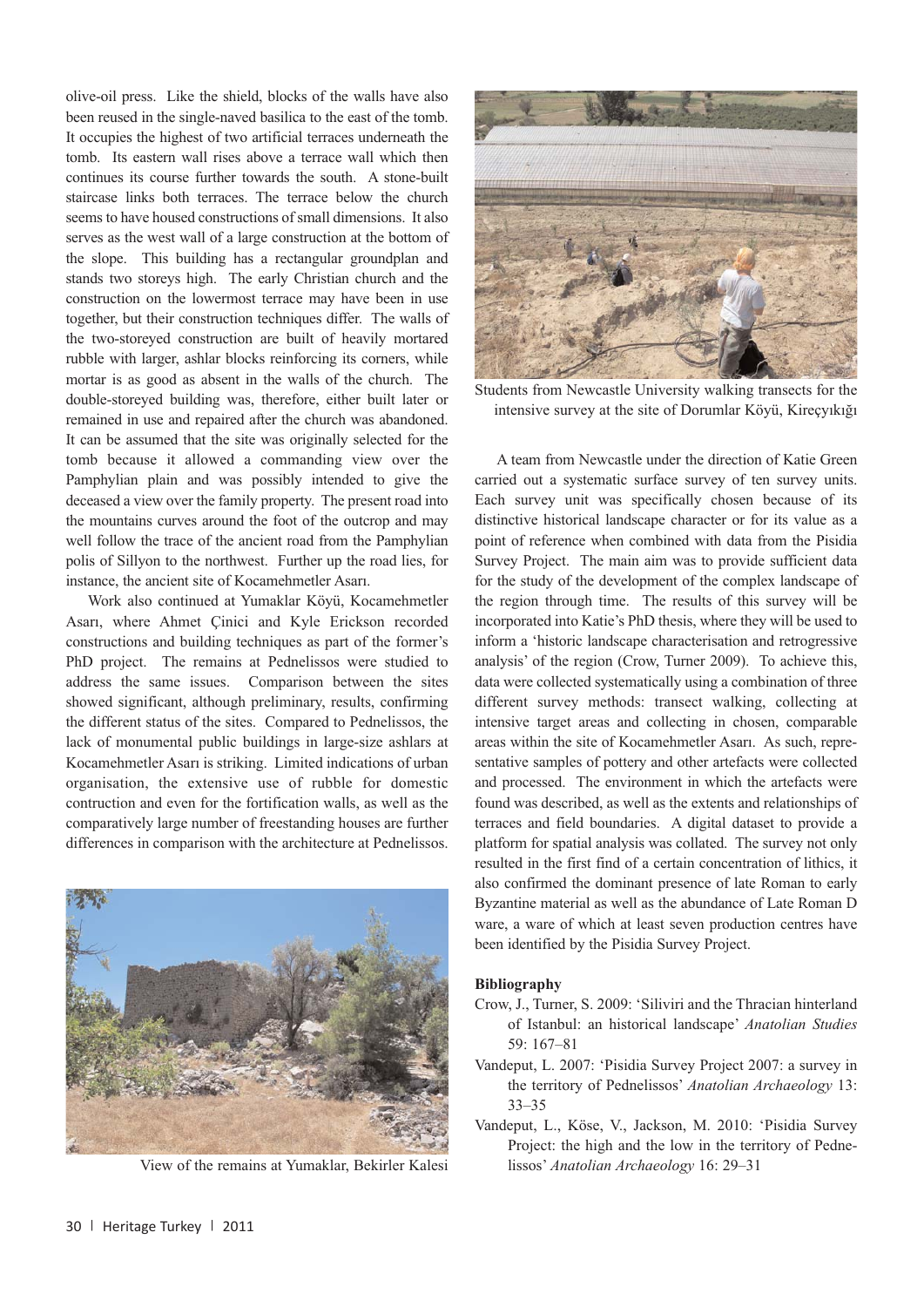olive-oil press. Like the shield, blocks of the walls have also been reused in the single-naved basilica to the east of the tomb. It occupies the highest of two artificial terraces underneath the tomb. Its eastern wall rises above a terrace wall which then continues its course further towards the south. A stone-built staircase links both terraces. The terrace below the church seems to have housed constructions of small dimensions. It also serves as the west wall of a large construction at the bottom of the slope. This building has a rectangular groundplan and stands two storeys high. The early Christian church and the construction on the lowermost terrace may have been in use together, but their construction techniques differ. The walls of the two-storeyed construction are built of heavily mortared rubble with larger, ashlar blocks reinforcing its corners, while mortar is as good as absent in the walls of the church. The double-storeyed building was, therefore, either built later or remained in use and repaired after the church was abandoned. It can be assumed that the site was originally selected for the tomb because it allowed a commanding view over the Pamphylian plain and was possibly intended to give the deceased a view over the family property. The present road into the mountains curves around the foot of the outcrop and may well follow the trace of the ancient road from the Pamphylian polis of Sillyon to the northwest. Further up the road lies, for instance, the ancient site of Kocamehmetler Asarı.

Work also continued at Yumaklar Köyü, Kocamehmetler Asarı, where Ahmet Çinici and Kyle Erickson recorded constructions and building techniques as part of the former's PhD project. The remains at Pednelissos were studied to address the same issues. Comparison between the sites showed significant, although preliminary, results, confirming the different status of the sites. Compared to Pednelissos, the lack of monumental public buildings in large-size ashlars at Kocamehmetler Asarı is striking. Limited indications of urban organisation, the extensive use of rubble for domestic contruction and even for the fortification walls, as well as the comparatively large number of freestanding houses are further differences in comparison with the architecture at Pednelissos.

View of the remains at Yumaklar, Bekirler Kalesi

Students from Newcastle University walking transects for the intensive survey at the site of Dorumlar Köyü, Kireçyıkığı

A team from Newcastle under the direction of Katie Green carried out a systematic surface survey of ten survey units. Each survey unit was specifically chosen because of its distinctive historical landscape character or for its value as a point of reference when combined with data from the Pisidia Survey Project. The main aim was to provide sufficient data for the study of the development of the complex landscape of the region through time. The results of this survey will be incorporated into Katie's PhD thesis, where they will be used to inform a 'historic landscape characterisation and retrogressive analysis' of the region (Crow, Turner 2009). To achieve this, data were collected systematically using a combination of three different survey methods: transect walking, collecting at intensive target areas and collecting in chosen, comparable areas within the site of Kocamehmetler Asarı. As such, representative samples of pottery and other artefacts were collected and processed. The environment in which the artefacts were found was described, as well as the extents and relationships of terraces and field boundaries. A digital dataset to provide a platform for spatial analysis was collated. The survey not only resulted in the first find of a certain concentration of lithics, it also confirmed the dominant presence of late Roman to early Byzantine material as well as the abundance of Late Roman D ware, a ware of which at least seven production centres have been identified by the Pisidia Survey Project.

**Bibliography**

Crow, J., Turner, S. 2009: 'Siliviri and the Thracian hinterland of Istanbul: an historical landscape' *Anatolian Studies* 59: 167–81

Vandeput, L. 2007: 'Pisidia Survey Project 2007: a survey in the territory of Pednelissos' *Anatolian Archaeology* 13: 33–35

Vandeput, L., Köse, V., Jackson, M. 2010: 'Pisidia Survey Project: the high and the low in the territory of Pednelissos' *Anatolian Archaeology* 16: 29–31